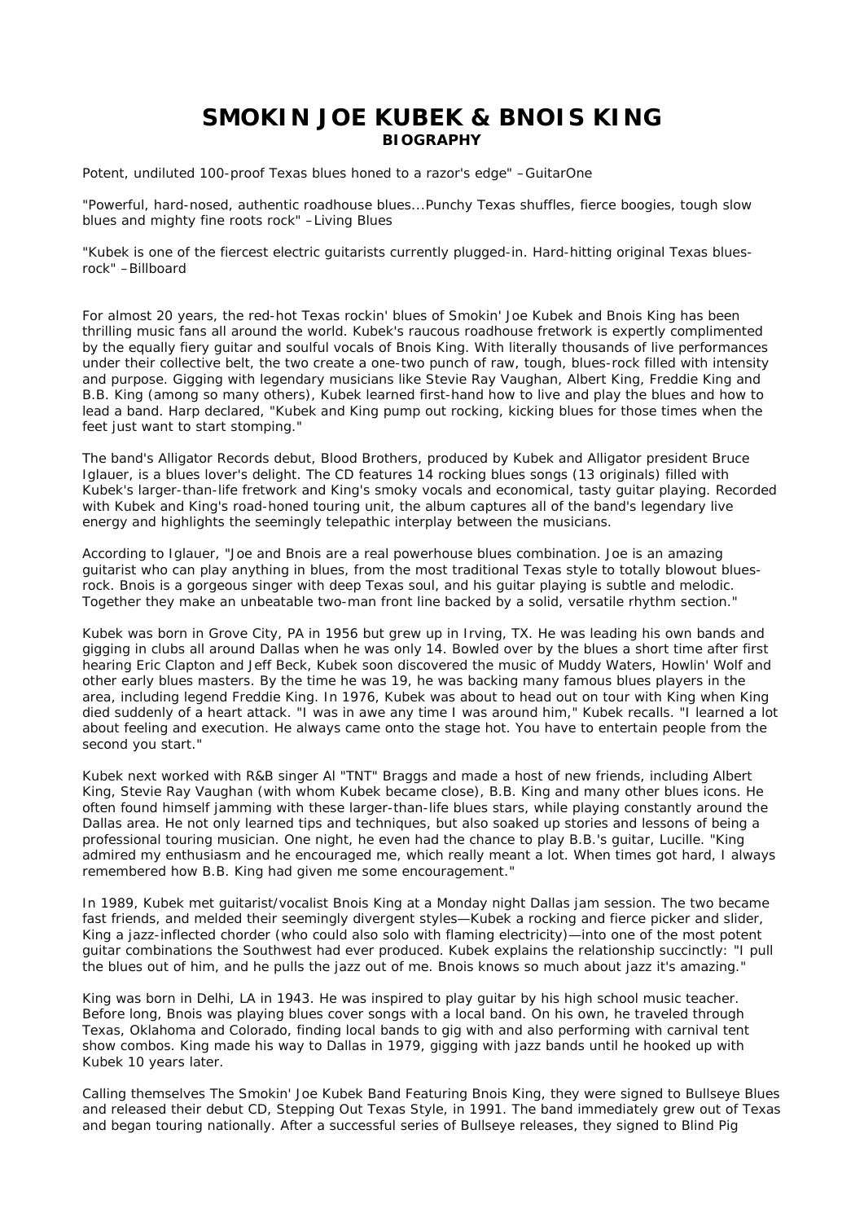# SMOKIN JOE KUBEK & BNOIS KING

## BIOGRAPHY

Potent, undiluted 100-proof Texas blues honed to a razor's edge" –GuitarOne

"Powerful, hard-nosed, authentic roadhouse blues...Punchy Texas shuffles, fierce boogies, tough slow blues and mighty fine roots rock" –Living Blues

"Kubek is one of the fiercest electric guitarists currently plugged-in. Hard-hitting original Texas blues-rock" –Billboard

For almost 20 years, the red-hot Texas rockin' blues of Smokin' Joe Kubek and Bnois King has been thrilling music fans all around the world. Kubek's raucous roadhouse fretwork is expertly complimented by the equally fiery guitar and soulful vocals of Bnois King. With literally thousands of live performances under their collective belt, the two create a one-two punch of raw, tough, blues-rock filled with intensity and purpose. Gigging with legendary musicians like Stevie Ray Vaughan, Albert King, Freddie King and B.B. King (among so many others), Kubek learned first-hand how to live and play the blues and how to lead a band. Harp declared, "Kubek and King pump out rocking, kicking blues for those times when the feet just want to start stomping."

The band's Alligator Records debut, Blood Brothers, produced by Kubek and Alligator president Bruce Iglauer, is a blues lover's delight. The CD features 14 rocking blues songs (13 originals) filled with Kubek's larger-than-life fretwork and King's smoky vocals and economical, tasty guitar playing. Recorded with Kubek and King's road-honed touring unit, the album captures all of the band's legendary live energy and highlights the seemingly telepathic interplay between the musicians.

According to Iglauer, "Joe and Bnois are a real powerhouse blues combination. Joe is an amazing guitarist who can play anything in blues, from the most traditional Texas style to totally blowout blues-rock. Bnois is a gorgeous singer with deep Texas soul, and his guitar playing is subtle and melodic. Together they make an unbeatable two-man front line backed by a solid, versatile rhythm section."

Kubek was born in Grove City, PA in 1956 but grew up in Irving, TX. He was leading his own bands and gigging in clubs all around Dallas when he was only 14. Bowled over by the blues a short time after first hearing Eric Clapton and Jeff Beck, Kubek soon discovered the music of Muddy Waters, Howlin' Wolf and other early blues masters. By the time he was 19, he was backing many famous blues players in the area, including legend Freddie King. In 1976, Kubek was about to head out on tour with King when King died suddenly of a heart attack. "I was in awe any time I was around him," Kubek recalls. "I learned a lot about feeling and execution. He always came onto the stage hot. You have to entertain people from the second you start."

Kubek next worked with R&B singer Al "TNT" Braggs and made a host of new friends, including Albert King, Stevie Ray Vaughan (with whom Kubek became close), B.B. King and many other blues icons. He often found himself jamming with these larger-than-life blues stars, while playing constantly around the Dallas area. He not only learned tips and techniques, but also soaked up stories and lessons of being a professional touring musician. One night, he even had the chance to play B.B.'s guitar, Lucille. "King admired my enthusiasm and he encouraged me, which really meant a lot. When times got hard, I always remembered how B.B. King had given me some encouragement."

In 1989, Kubek met guitarist/vocalist Bnois King at a Monday night Dallas jam session. The two became fast friends, and melded their seemingly divergent styles—Kubek a rocking and fierce picker and slider, King a jazz-inflected chorder (who could also solo with flaming electricity)—into one of the most potent guitar combinations the Southwest had ever produced. Kubek explains the relationship succinctly: "I pull the blues out of him, and he pulls the jazz out of me. Bnois knows so much about jazz it's amazing."

King was born in Delhi, LA in 1943. He was inspired to play guitar by his high school music teacher. Before long, Bnois was playing blues cover songs with a local band. On his own, he traveled through Texas, Oklahoma and Colorado, finding local bands to gig with and also performing with carnival tent show combos. King made his way to Dallas in 1979, gigging with jazz bands until he hooked up with Kubek 10 years later.

Calling themselves The Smokin' Joe Kubek Band Featuring Bnois King, they were signed to Bullseye Blues and released their debut CD, Stepping Out Texas Style, in 1991. The band immediately grew out of Texas and began touring nationally. After a successful series of Bullseye releases, they signed to Blind Pig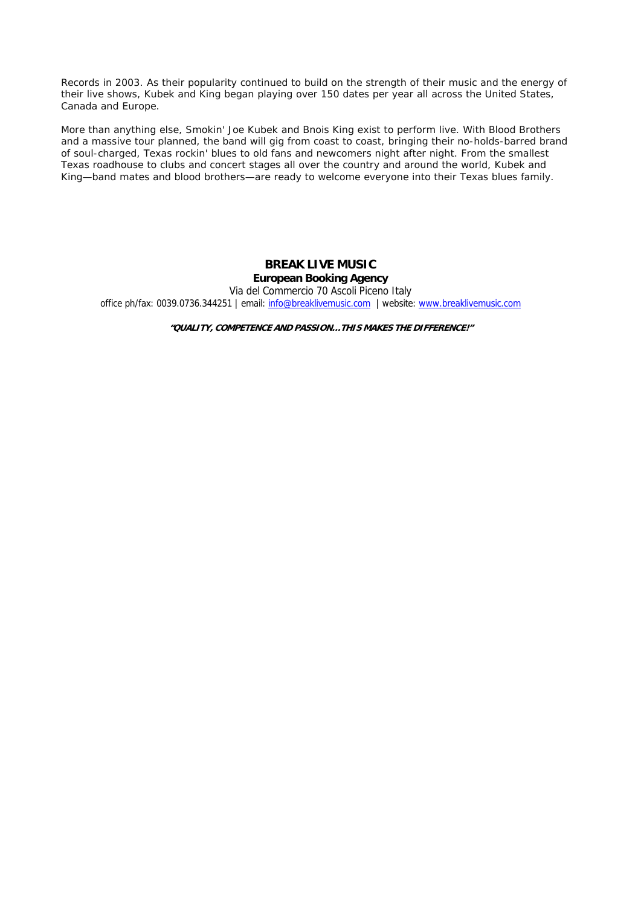Records in 2003. As their popularity continued to build on the strength of their music and the energy of their live shows, Kubek and King began playing over 150 dates per year all across the United States, Canada and Europe.

More than anything else, Smokin' Joe Kubek and Bnois King exist to perform live. With Blood Brothers and a massive tour planned, the band will gig from coast to coast, bringing their no-holds-barred brand of soul-charged, Texas rockin' blues to old fans and newcomers night after night. From the smallest Texas roadhouse to clubs and concert stages all over the country and around the world, Kubek and King—band mates and blood brothers—are ready to welcome everyone into their Texas blues family.

**BREAK LIVE MUSIC**
**European Booking Agency**
Via del Commercio 70 Ascoli Piceno Italy
office ph/fax: 0039.0736.344251 | email: info@breaklivemusic.com | website: www.breaklivemusic.com

***"QUALITY, COMPETENCE AND PASSION…THIS MAKES THE DIFFERENCE!"***